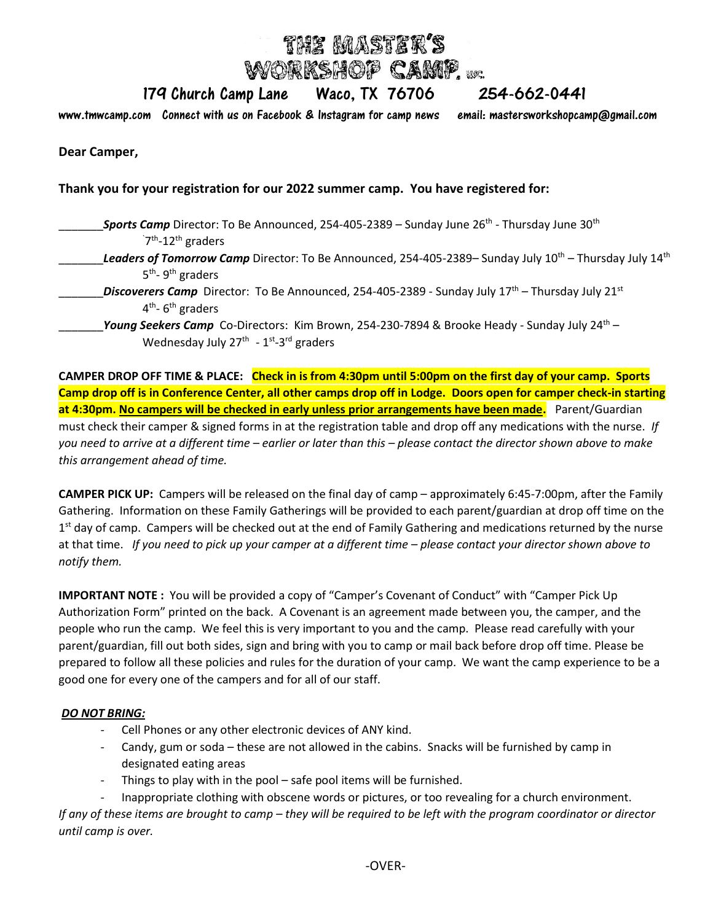# THE MASTER'S WORKSHOP CAMP, INC.

**179 Church Camp Lane Waco, TX 76706 254-662-0441**

**www.tmwcamp.com Connect with us on Facebook & Instagram for camp news email: mastersworkshopcamp@gmail.com**

**Dear Camper,**

**Thank you for your registration for our 2022 summer camp. You have registered for:**

_______***Sports Camp*** Director: To Be Announced, 254-405-2389 – Sunday June 26th - Thursday June 30th
`7th-12th graders

_______***Leaders of Tomorrow Camp*** Director: To Be Announced, 254-405-2389– Sunday July 10th – Thursday July 14th
5th- 9th graders

_______***Discoverers Camp*** Director: To Be Announced, 254-405-2389 - Sunday July 17th – Thursday July 21st
4th- 6th graders

_______***Young Seekers Camp*** Co-Directors: Kim Brown, 254-230-7894 & Brooke Heady - Sunday July 24th – Wednesday July 27th - 1st-3rd graders

**CAMPER DROP OFF TIME & PLACE: Check in is from 4:30pm until 5:00pm on the first day of your camp. Sports Camp drop off is in Conference Center, all other camps drop off in Lodge. Doors open for camper check-in starting at 4:30pm. <u>No campers will be checked in early unless prior arrangements have been made</u>.** Parent/Guardian must check their camper & signed forms in at the registration table and drop off any medications with the nurse. *If you need to arrive at a different time – earlier or later than this – please contact the director shown above to make this arrangement ahead of time.*

**CAMPER PICK UP:** Campers will be released on the final day of camp – approximately 6:45-7:00pm, after the Family Gathering. Information on these Family Gatherings will be provided to each parent/guardian at drop off time on the 1st day of camp. Campers will be checked out at the end of Family Gathering and medications returned by the nurse at that time. *If you need to pick up your camper at a different time – please contact your director shown above to notify them.*

**IMPORTANT NOTE :** You will be provided a copy of "Camper's Covenant of Conduct" with "Camper Pick Up Authorization Form" printed on the back. A Covenant is an agreement made between you, the camper, and the people who run the camp. We feel this is very important to you and the camp. Please read carefully with your parent/guardian, fill out both sides, sign and bring with you to camp or mail back before drop off time. Please be prepared to follow all these policies and rules for the duration of your camp. We want the camp experience to be a good one for every one of the campers and for all of our staff.

***<u>DO NOT BRING:</u>***

- Cell Phones or any other electronic devices of ANY kind.
- Candy, gum or soda – these are not allowed in the cabins. Snacks will be furnished by camp in designated eating areas
- Things to play with in the pool – safe pool items will be furnished.
- Inappropriate clothing with obscene words or pictures, or too revealing for a church environment.

*If any of these items are brought to camp – they will be required to be left with the program coordinator or director until camp is over.*

-OVER-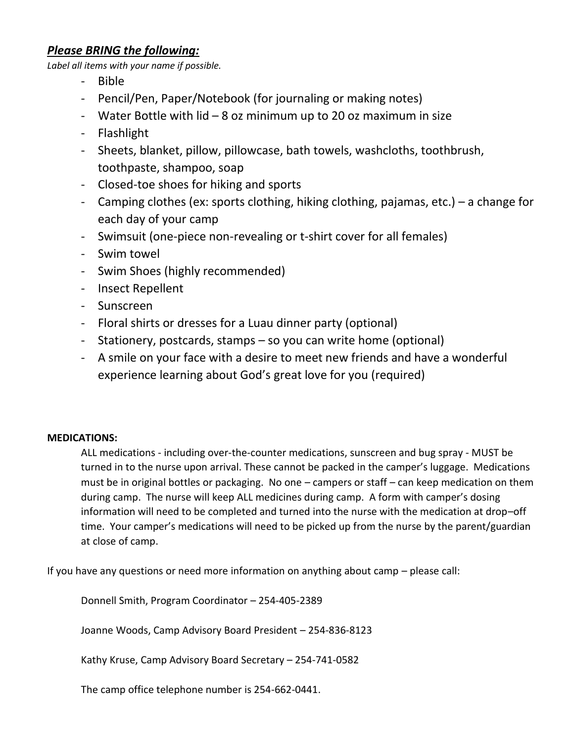## ***Please BRING the following:***

*Label all items with your name if possible.*

- Bible
- Pencil/Pen, Paper/Notebook (for journaling or making notes)
- Water Bottle with lid – 8 oz minimum up to 20 oz maximum in size
- Flashlight
- Sheets, blanket, pillow, pillowcase, bath towels, washcloths, toothbrush, toothpaste, shampoo, soap
- Closed-toe shoes for hiking and sports
- Camping clothes (ex: sports clothing, hiking clothing, pajamas, etc.) – a change for each day of your camp
- Swimsuit (one-piece non-revealing or t-shirt cover for all females)
- Swim towel
- Swim Shoes (highly recommended)
- Insect Repellent
- Sunscreen
- Floral shirts or dresses for a Luau dinner party (optional)
- Stationery, postcards, stamps – so you can write home (optional)
- A smile on your face with a desire to meet new friends and have a wonderful experience learning about God's great love for you (required)

**MEDICATIONS:**

ALL medications - including over-the-counter medications, sunscreen and bug spray - MUST be turned in to the nurse upon arrival. These cannot be packed in the camper's luggage. Medications must be in original bottles or packaging. No one – campers or staff – can keep medication on them during camp. The nurse will keep ALL medicines during camp. A form with camper's dosing information will need to be completed and turned into the nurse with the medication at drop–off time. Your camper's medications will need to be picked up from the nurse by the parent/guardian at close of camp.

If you have any questions or need more information on anything about camp – please call:

Donnell Smith, Program Coordinator – 254-405-2389

Joanne Woods, Camp Advisory Board President – 254-836-8123

Kathy Kruse, Camp Advisory Board Secretary – 254-741-0582

The camp office telephone number is 254-662-0441.